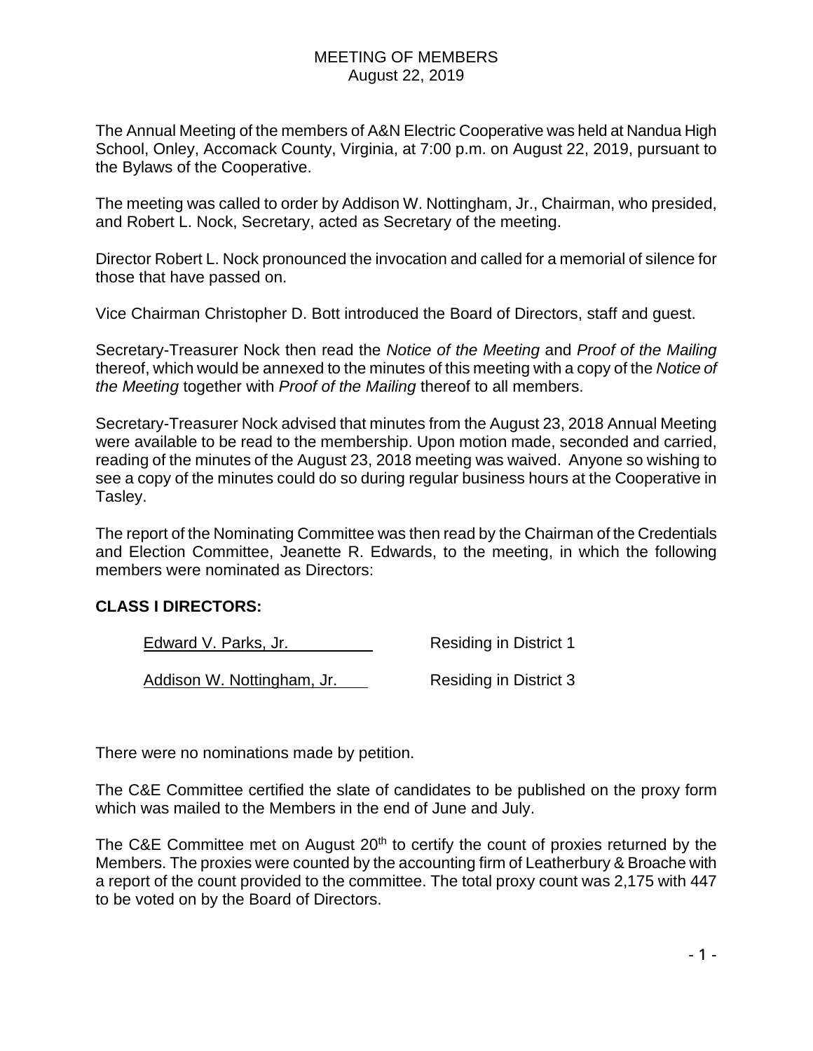# MEETING OF MEMBERS
August 22, 2019

The Annual Meeting of the members of A&N Electric Cooperative was held at Nandua High School, Onley, Accomack County, Virginia, at 7:00 p.m. on August 22, 2019, pursuant to the Bylaws of the Cooperative.

The meeting was called to order by Addison W. Nottingham, Jr., Chairman, who presided, and Robert L. Nock, Secretary, acted as Secretary of the meeting.

Director Robert L. Nock pronounced the invocation and called for a memorial of silence for those that have passed on.

Vice Chairman Christopher D. Bott introduced the Board of Directors, staff and guest.

Secretary-Treasurer Nock then read the *Notice of the Meeting* and *Proof of the Mailing* thereof, which would be annexed to the minutes of this meeting with a copy of the *Notice of the Meeting* together with *Proof of the Mailing* thereof to all members.

Secretary-Treasurer Nock advised that minutes from the August 23, 2018 Annual Meeting were available to be read to the membership. Upon motion made, seconded and carried, reading of the minutes of the August 23, 2018 meeting was waived. Anyone so wishing to see a copy of the minutes could do so during regular business hours at the Cooperative in Tasley.

The report of the Nominating Committee was then read by the Chairman of the Credentials and Election Committee, Jeanette R. Edwards, to the meeting, in which the following members were nominated as Directors:

**CLASS I DIRECTORS:**

| | |
|---|---|
| Edward V. Parks, Jr. | Residing in District 1 |
| Addison W. Nottingham, Jr. | Residing in District 3 |

There were no nominations made by petition.

The C&E Committee certified the slate of candidates to be published on the proxy form which was mailed to the Members in the end of June and July.

The C&E Committee met on August 20th to certify the count of proxies returned by the Members. The proxies were counted by the accounting firm of Leatherbury & Broache with a report of the count provided to the committee. The total proxy count was 2,175 with 447 to be voted on by the Board of Directors.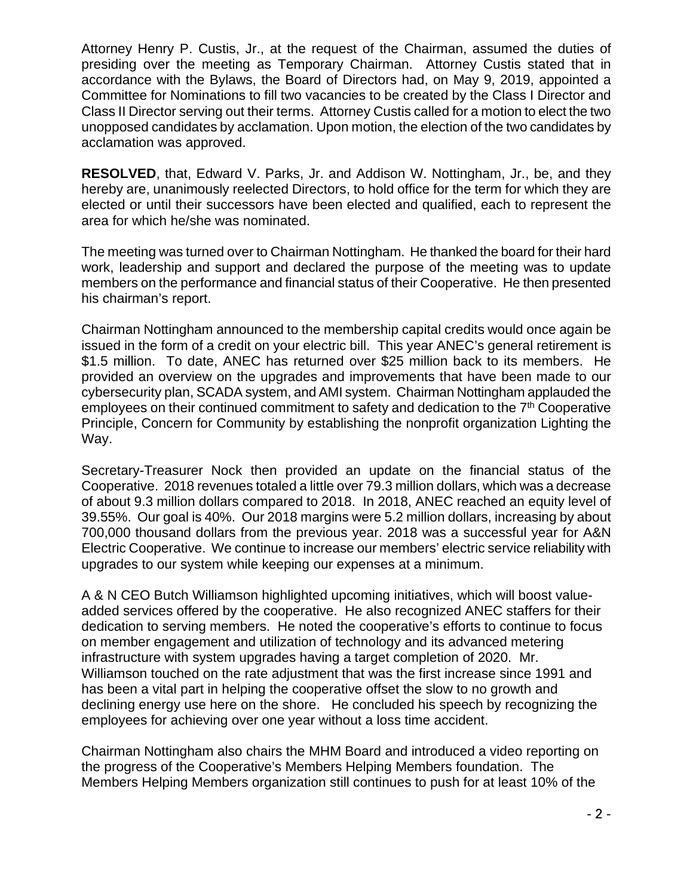Attorney Henry P. Custis, Jr., at the request of the Chairman, assumed the duties of presiding over the meeting as Temporary Chairman. Attorney Custis stated that in accordance with the Bylaws, the Board of Directors had, on May 9, 2019, appointed a Committee for Nominations to fill two vacancies to be created by the Class I Director and Class II Director serving out their terms. Attorney Custis called for a motion to elect the two unopposed candidates by acclamation. Upon motion, the election of the two candidates by acclamation was approved.

**RESOLVED**, that, Edward V. Parks, Jr. and Addison W. Nottingham, Jr., be, and they hereby are, unanimously reelected Directors, to hold office for the term for which they are elected or until their successors have been elected and qualified, each to represent the area for which he/she was nominated.

The meeting was turned over to Chairman Nottingham. He thanked the board for their hard work, leadership and support and declared the purpose of the meeting was to update members on the performance and financial status of their Cooperative. He then presented his chairman's report.

Chairman Nottingham announced to the membership capital credits would once again be issued in the form of a credit on your electric bill. This year ANEC's general retirement is $1.5 million. To date, ANEC has returned over $25 million back to its members. He provided an overview on the upgrades and improvements that have been made to our cybersecurity plan, SCADA system, and AMI system. Chairman Nottingham applauded the employees on their continued commitment to safety and dedication to the 7th Cooperative Principle, Concern for Community by establishing the nonprofit organization Lighting the Way.

Secretary-Treasurer Nock then provided an update on the financial status of the Cooperative. 2018 revenues totaled a little over 79.3 million dollars, which was a decrease of about 9.3 million dollars compared to 2018. In 2018, ANEC reached an equity level of 39.55%. Our goal is 40%. Our 2018 margins were 5.2 million dollars, increasing by about 700,000 thousand dollars from the previous year. 2018 was a successful year for A&N Electric Cooperative. We continue to increase our members' electric service reliability with upgrades to our system while keeping our expenses at a minimum.

A & N CEO Butch Williamson highlighted upcoming initiatives, which will boost value-added services offered by the cooperative. He also recognized ANEC staffers for their dedication to serving members. He noted the cooperative's efforts to continue to focus on member engagement and utilization of technology and its advanced metering infrastructure with system upgrades having a target completion of 2020. Mr. Williamson touched on the rate adjustment that was the first increase since 1991 and has been a vital part in helping the cooperative offset the slow to no growth and declining energy use here on the shore. He concluded his speech by recognizing the employees for achieving over one year without a loss time accident.

Chairman Nottingham also chairs the MHM Board and introduced a video reporting on the progress of the Cooperative's Members Helping Members foundation. The Members Helping Members organization still continues to push for at least 10% of the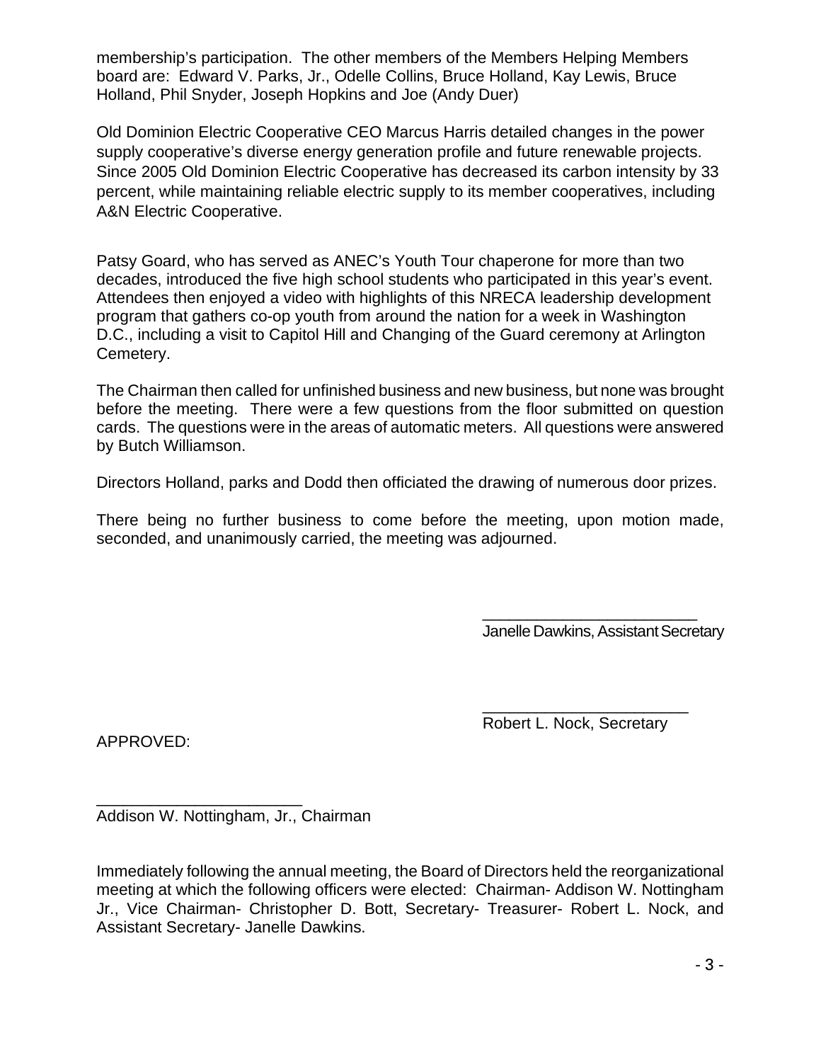membership's participation. The other members of the Members Helping Members board are: Edward V. Parks, Jr., Odelle Collins, Bruce Holland, Kay Lewis, Bruce Holland, Phil Snyder, Joseph Hopkins and Joe (Andy Duer)

Old Dominion Electric Cooperative CEO Marcus Harris detailed changes in the power supply cooperative's diverse energy generation profile and future renewable projects. Since 2005 Old Dominion Electric Cooperative has decreased its carbon intensity by 33 percent, while maintaining reliable electric supply to its member cooperatives, including A&N Electric Cooperative.

Patsy Goard, who has served as ANEC's Youth Tour chaperone for more than two decades, introduced the five high school students who participated in this year's event. Attendees then enjoyed a video with highlights of this NRECA leadership development program that gathers co-op youth from around the nation for a week in Washington D.C., including a visit to Capitol Hill and Changing of the Guard ceremony at Arlington Cemetery.

The Chairman then called for unfinished business and new business, but none was brought before the meeting. There were a few questions from the floor submitted on question cards. The questions were in the areas of automatic meters. All questions were answered by Butch Williamson.

Directors Holland, parks and Dodd then officiated the drawing of numerous door prizes.

There being no further business to come before the meeting, upon motion made, seconded, and unanimously carried, the meeting was adjourned.

\_\_\_\_\_\_\_\_\_\_\_\_\_\_\_\_\_\_\_\_\_\_\_\_
Janelle Dawkins, Assistant Secretary

\_\_\_\_\_\_\_\_\_\_\_\_\_\_\_\_\_\_\_\_\_\_\_\_
Robert L. Nock, Secretary

APPROVED:

\_\_\_\_\_\_\_\_\_\_\_\_\_\_\_\_\_\_\_\_\_\_\_\_
Addison W. Nottingham, Jr., Chairman

Immediately following the annual meeting, the Board of Directors held the reorganizational meeting at which the following officers were elected: Chairman- Addison W. Nottingham Jr., Vice Chairman- Christopher D. Bott, Secretary- Treasurer- Robert L. Nock, and Assistant Secretary- Janelle Dawkins.